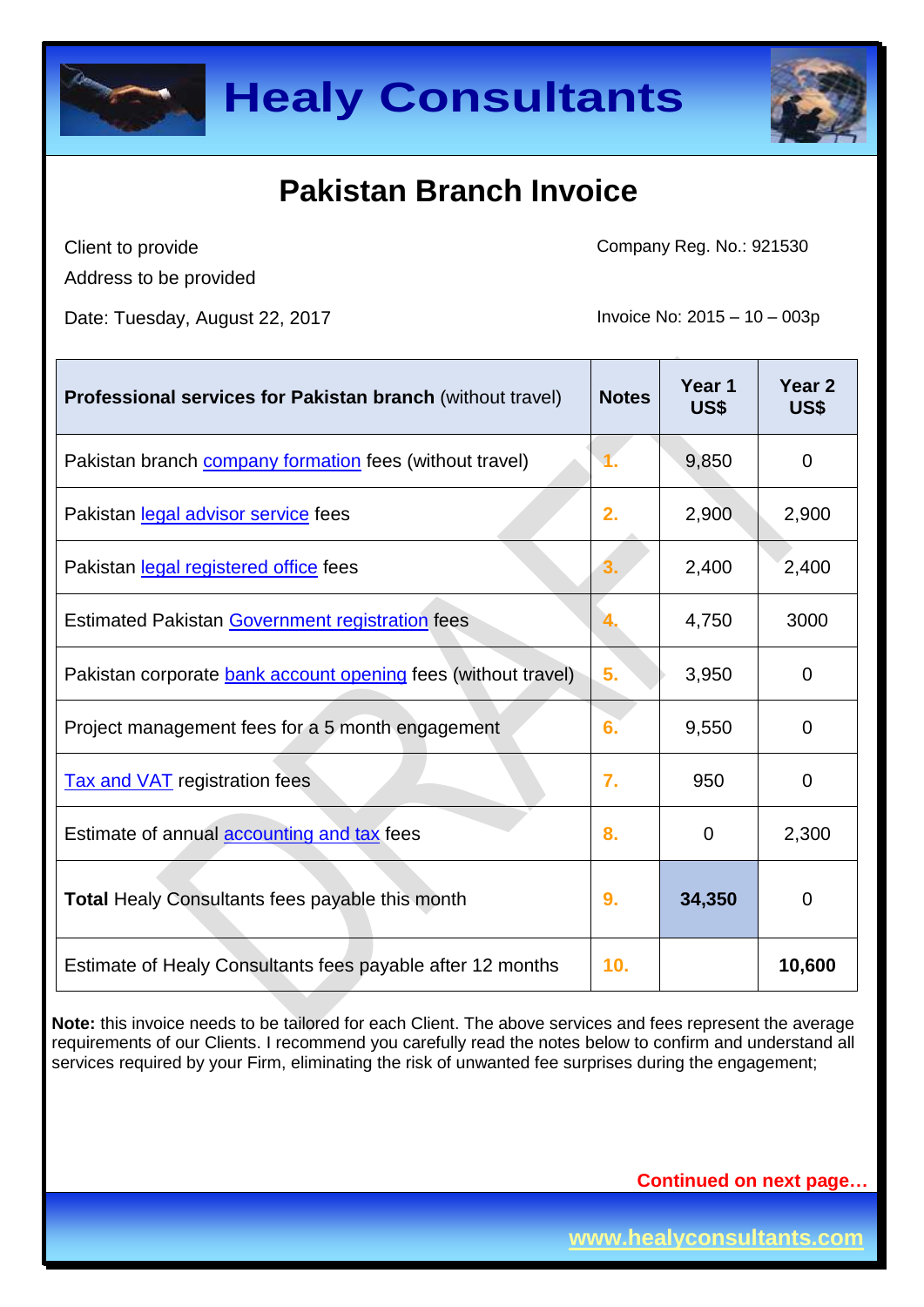# Healy Consultants

## Pakistan Branch Invoice

Client to provide
Address to be provided

Company Reg. No.: 921530

Date: Tuesday, August 22, 2017

Invoice No: 2015 – 10 – 003p

| **Professional services for Pakistan branch** (without travel) | **Notes** | **Year 1 US$** | **Year 2 US$** |
|---|---|---|---|
| Pakistan branch company formation fees (without travel) | 1. | 9,850 | 0 |
| Pakistan legal advisor service fees | 2. | 2,900 | 2,900 |
| Pakistan legal registered office fees | 3. | 2,400 | 2,400 |
| Estimated Pakistan Government registration fees | 4. | 4,750 | 3000 |
| Pakistan corporate bank account opening fees (without travel) | 5. | 3,950 | 0 |
| Project management fees for a 5 month engagement | 6. | 9,550 | 0 |
| Tax and VAT registration fees | 7. | 950 | 0 |
| Estimate of annual accounting and tax fees | 8. | 0 | 2,300 |
| **Total** Healy Consultants fees payable this month | 9. | **34,350** | 0 |
| Estimate of Healy Consultants fees payable after 12 months | 10. | | **10,600** |

**Note:** this invoice needs to be tailored for each Client. The above services and fees represent the average requirements of our Clients. I recommend you carefully read the notes below to confirm and understand all services required by your Firm, eliminating the risk of unwanted fee surprises during the engagement;

**Continued on next page…**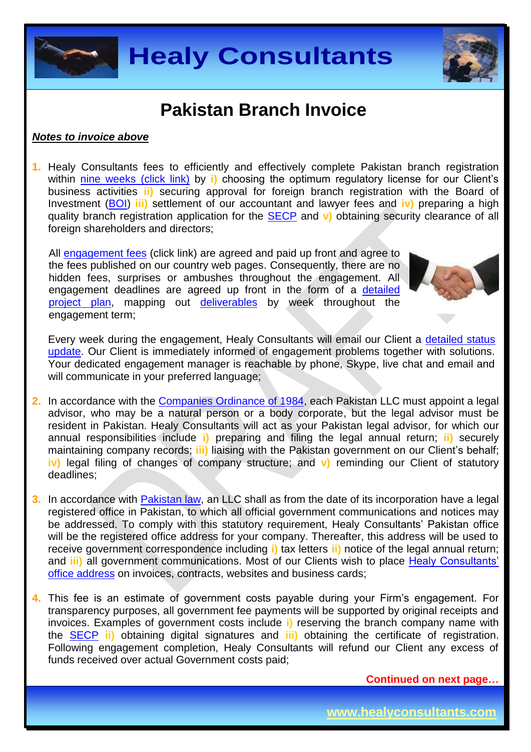# Pakistan Branch Invoice

***Notes to invoice above***

1. Healy Consultants fees to efficiently and effectively complete Pakistan branch registration within nine weeks (click link) by **i)** choosing the optimum regulatory license for our Client's business activities **ii)** securing approval for foreign branch registration with the Board of Investment (BOI) **iii)** settlement of our accountant and lawyer fees and **iv)** preparing a high quality branch registration application for the SECP and **v)** obtaining security clearance of all foreign shareholders and directors;

   All engagement fees (click link) are agreed and paid up front and agree to the fees published on our country web pages. Consequently, there are no hidden fees, surprises or ambushes throughout the engagement. All engagement deadlines are agreed up front in the form of a detailed project plan, mapping out deliverables by week throughout the engagement term;

   Every week during the engagement, Healy Consultants will email our Client a detailed status update. Our Client is immediately informed of engagement problems together with solutions. Your dedicated engagement manager is reachable by phone, Skype, live chat and email and will communicate in your preferred language;

2. In accordance with the Companies Ordinance of 1984, each Pakistan LLC must appoint a legal advisor, who may be a natural person or a body corporate, but the legal advisor must be resident in Pakistan. Healy Consultants will act as your Pakistan legal advisor, for which our annual responsibilities include **i)** preparing and filing the legal annual return; **ii)** securely maintaining company records; **iii)** liaising with the Pakistan government on our Client's behalf; **iv)** legal filing of changes of company structure; and **v)** reminding our Client of statutory deadlines;

3. In accordance with Pakistan law, an LLC shall as from the date of its incorporation have a legal registered office in Pakistan, to which all official government communications and notices may be addressed. To comply with this statutory requirement, Healy Consultants' Pakistan office will be the registered office address for your company. Thereafter, this address will be used to receive government correspondence including **i)** tax letters **ii)** notice of the legal annual return; and **iii)** all government communications. Most of our Clients wish to place Healy Consultants' office address on invoices, contracts, websites and business cards;

4. This fee is an estimate of government costs payable during your Firm's engagement. For transparency purposes, all government fee payments will be supported by original receipts and invoices. Examples of government costs include **i)** reserving the branch company name with the SECP **ii)** obtaining digital signatures and **iii)** obtaining the certificate of registration. Following engagement completion, Healy Consultants will refund our Client any excess of funds received over actual Government costs paid;

**Continued on next page…**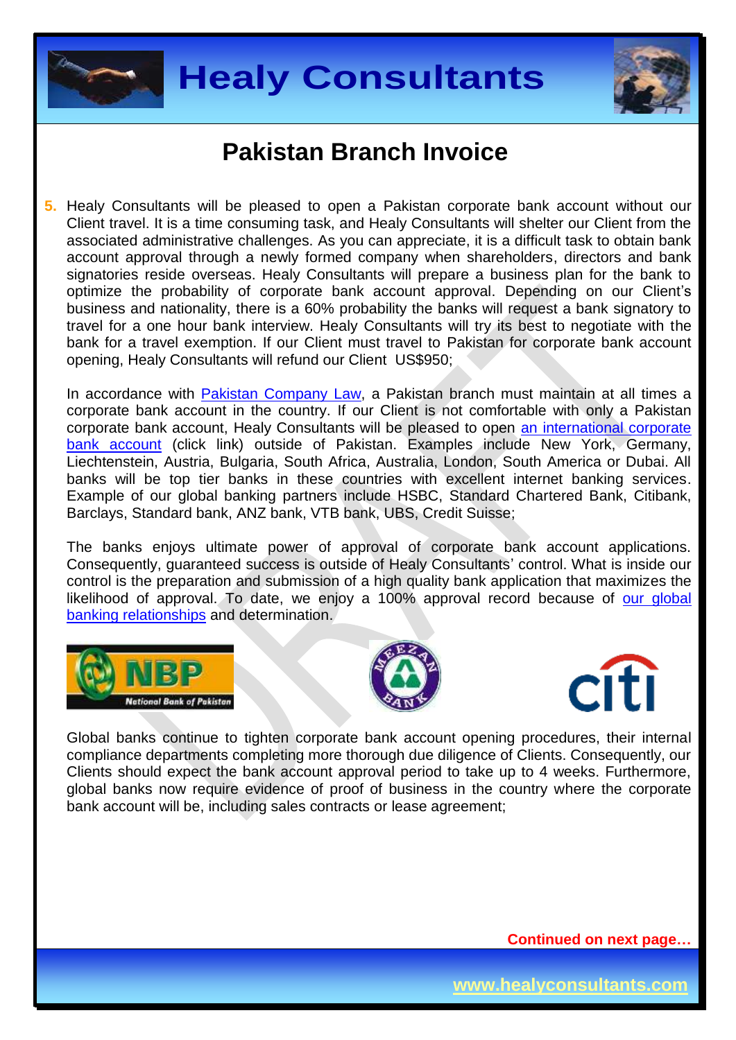## Pakistan Branch Invoice

5. Healy Consultants will be pleased to open a Pakistan corporate bank account without our Client travel. It is a time consuming task, and Healy Consultants will shelter our Client from the associated administrative challenges. As you can appreciate, it is a difficult task to obtain bank account approval through a newly formed company when shareholders, directors and bank signatories reside overseas. Healy Consultants will prepare a business plan for the bank to optimize the probability of corporate bank account approval. Depending on our Client's business and nationality, there is a 60% probability the banks will request a bank signatory to travel for a one hour bank interview. Healy Consultants will try its best to negotiate with the bank for a travel exemption. If our Client must travel to Pakistan for corporate bank account opening, Healy Consultants will refund our Client US$950;

   In accordance with Pakistan Company Law, a Pakistan branch must maintain at all times a corporate bank account in the country. If our Client is not comfortable with only a Pakistan corporate bank account, Healy Consultants will be pleased to open an international corporate bank account (click link) outside of Pakistan. Examples include New York, Germany, Liechtenstein, Austria, Bulgaria, South Africa, Australia, London, South America or Dubai. All banks will be top tier banks in these countries with excellent internet banking services. Example of our global banking partners include HSBC, Standard Chartered Bank, Citibank, Barclays, Standard bank, ANZ bank, VTB bank, UBS, Credit Suisse;

   The banks enjoys ultimate power of approval of corporate bank account applications. Consequently, guaranteed success is outside of Healy Consultants' control. What is inside our control is the preparation and submission of a high quality bank application that maximizes the likelihood of approval. To date, we enjoy a 100% approval record because of our global banking relationships and determination.

   Global banks continue to tighten corporate bank account opening procedures, their internal compliance departments completing more thorough due diligence of Clients. Consequently, our Clients should expect the bank account approval period to take up to 4 weeks. Furthermore, global banks now require evidence of proof of business in the country where the corporate bank account will be, including sales contracts or lease agreement;

**Continued on next page…**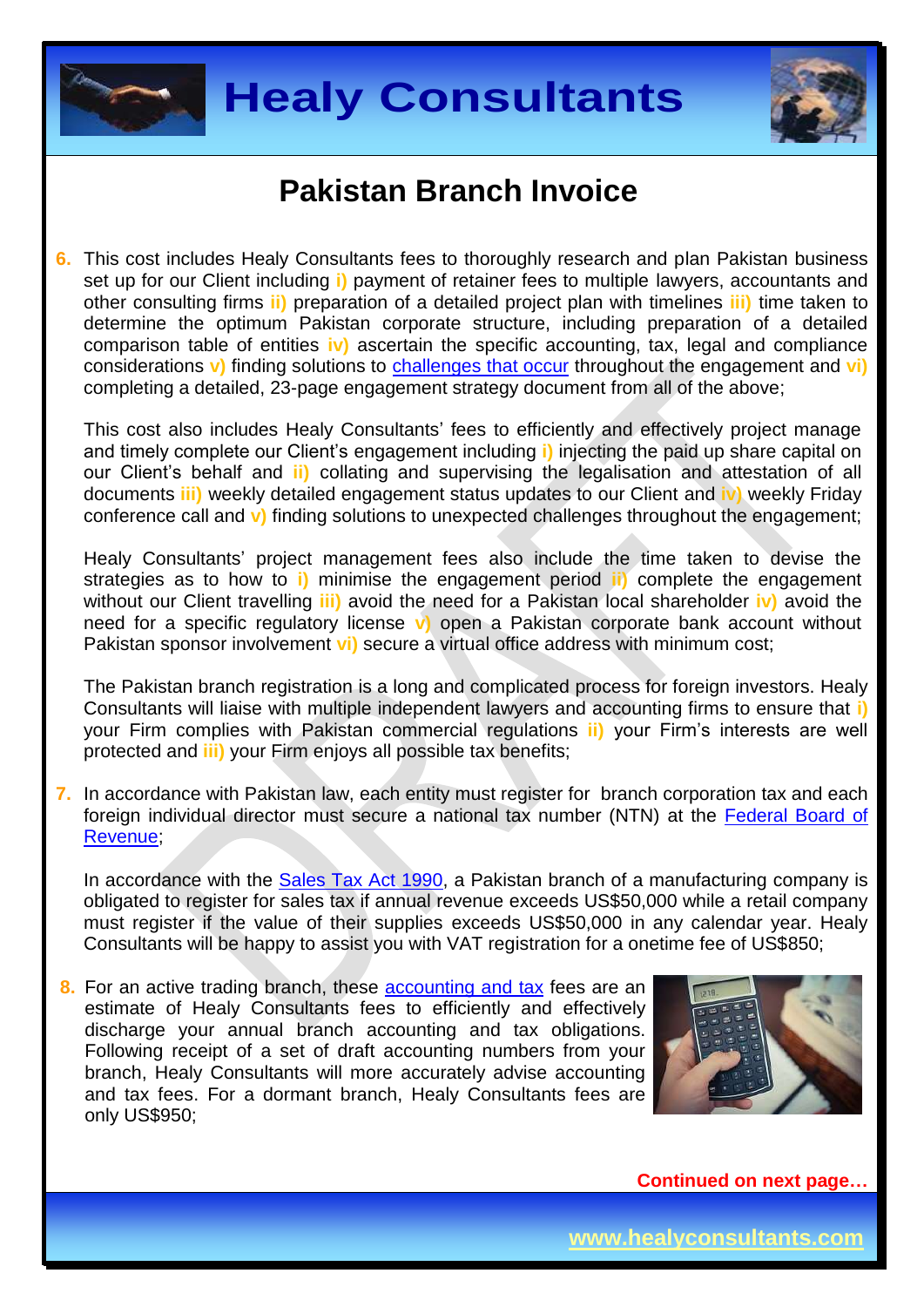# Pakistan Branch Invoice

6. This cost includes Healy Consultants fees to thoroughly research and plan Pakistan business set up for our Client including **i)** payment of retainer fees to multiple lawyers, accountants and other consulting firms **ii)** preparation of a detailed project plan with timelines **iii)** time taken to determine the optimum Pakistan corporate structure, including preparation of a detailed comparison table of entities **iv)** ascertain the specific accounting, tax, legal and compliance considerations **v)** finding solutions to challenges that occur throughout the engagement and **vi)** completing a detailed, 23-page engagement strategy document from all of the above;

   This cost also includes Healy Consultants' fees to efficiently and effectively project manage and timely complete our Client's engagement including **i)** injecting the paid up share capital on our Client's behalf and **ii)** collating and supervising the legalisation and attestation of all documents **iii)** weekly detailed engagement status updates to our Client and **iv)** weekly Friday conference call and **v)** finding solutions to unexpected challenges throughout the engagement;

   Healy Consultants' project management fees also include the time taken to devise the strategies as to how to **i)** minimise the engagement period **ii)** complete the engagement without our Client travelling **iii)** avoid the need for a Pakistan local shareholder **iv)** avoid the need for a specific regulatory license **v)** open a Pakistan corporate bank account without Pakistan sponsor involvement **vi)** secure a virtual office address with minimum cost;

   The Pakistan branch registration is a long and complicated process for foreign investors. Healy Consultants will liaise with multiple independent lawyers and accounting firms to ensure that **i)** your Firm complies with Pakistan commercial regulations **ii)** your Firm's interests are well protected and **iii)** your Firm enjoys all possible tax benefits;

7. In accordance with Pakistan law, each entity must register for branch corporation tax and each foreign individual director must secure a national tax number (NTN) at the Federal Board of Revenue;

   In accordance with the Sales Tax Act 1990, a Pakistan branch of a manufacturing company is obligated to register for sales tax if annual revenue exceeds US$50,000 while a retail company must register if the value of their supplies exceeds US$50,000 in any calendar year. Healy Consultants will be happy to assist you with VAT registration for a onetime fee of US$850;

8. For an active trading branch, these accounting and tax fees are an estimate of Healy Consultants fees to efficiently and effectively discharge your annual branch accounting and tax obligations. Following receipt of a set of draft accounting numbers from your branch, Healy Consultants will more accurately advise accounting and tax fees. For a dormant branch, Healy Consultants fees are only US$950;

**Continued on next page…**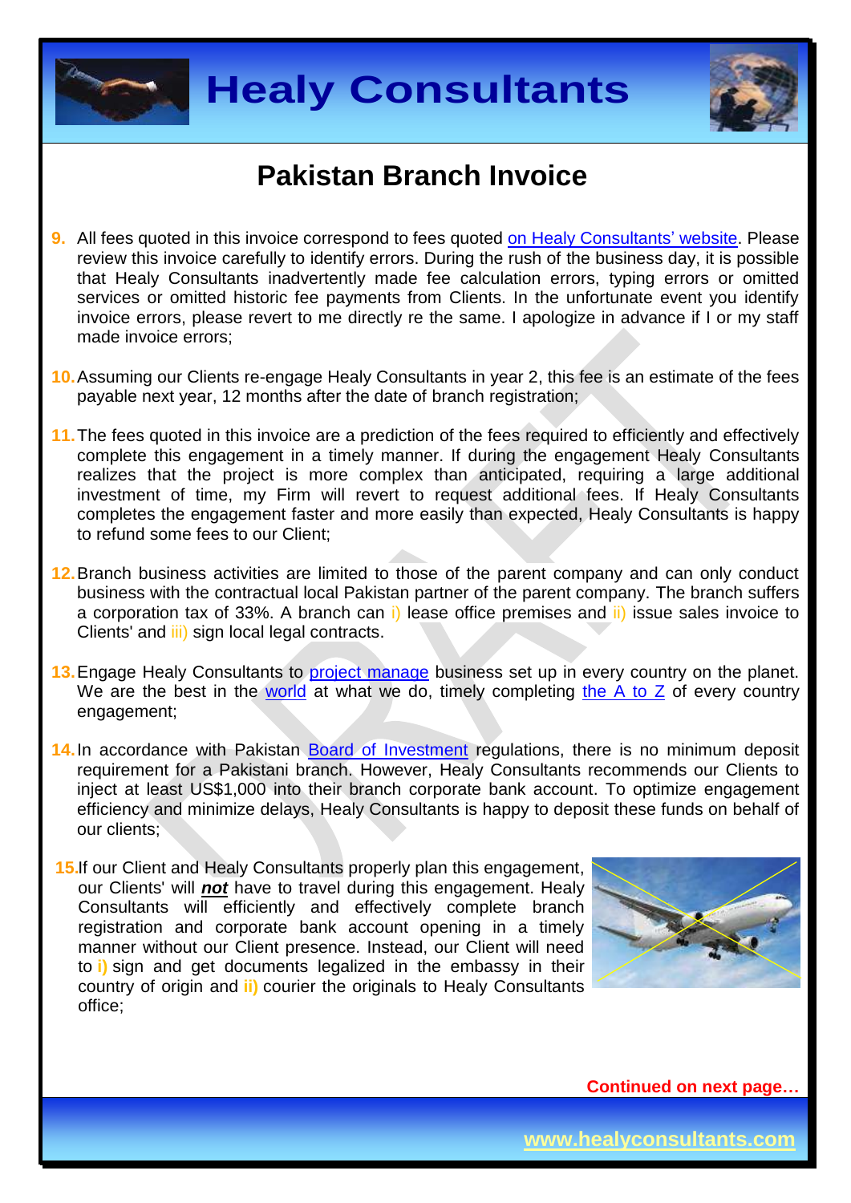# Pakistan Branch Invoice

9. All fees quoted in this invoice correspond to fees quoted on Healy Consultants' website. Please review this invoice carefully to identify errors. During the rush of the business day, it is possible that Healy Consultants inadvertently made fee calculation errors, typing errors or omitted services or omitted historic fee payments from Clients. In the unfortunate event you identify invoice errors, please revert to me directly re the same. I apologize in advance if I or my staff made invoice errors;

10. Assuming our Clients re-engage Healy Consultants in year 2, this fee is an estimate of the fees payable next year, 12 months after the date of branch registration;

11. The fees quoted in this invoice are a prediction of the fees required to efficiently and effectively complete this engagement in a timely manner. If during the engagement Healy Consultants realizes that the project is more complex than anticipated, requiring a large additional investment of time, my Firm will revert to request additional fees. If Healy Consultants completes the engagement faster and more easily than expected, Healy Consultants is happy to refund some fees to our Client;

12. Branch business activities are limited to those of the parent company and can only conduct business with the contractual local Pakistan partner of the parent company. The branch suffers a corporation tax of 33%. A branch can i) lease office premises and ii) issue sales invoice to Clients' and iii) sign local legal contracts.

13. Engage Healy Consultants to project manage business set up in every country on the planet. We are the best in the world at what we do, timely completing the A to Z of every country engagement;

14. In accordance with Pakistan Board of Investment regulations, there is no minimum deposit requirement for a Pakistani branch. However, Healy Consultants recommends our Clients to inject at least US$1,000 into their branch corporate bank account. To optimize engagement efficiency and minimize delays, Healy Consultants is happy to deposit these funds on behalf of our clients;

15. If our Client and Healy Consultants properly plan this engagement, our Clients' will ***not*** have to travel during this engagement. Healy Consultants will efficiently and effectively complete branch registration and corporate bank account opening in a timely manner without our Client presence. Instead, our Client will need to **i)** sign and get documents legalized in the embassy in their country of origin and **ii)** courier the originals to Healy Consultants office;

**Continued on next page…**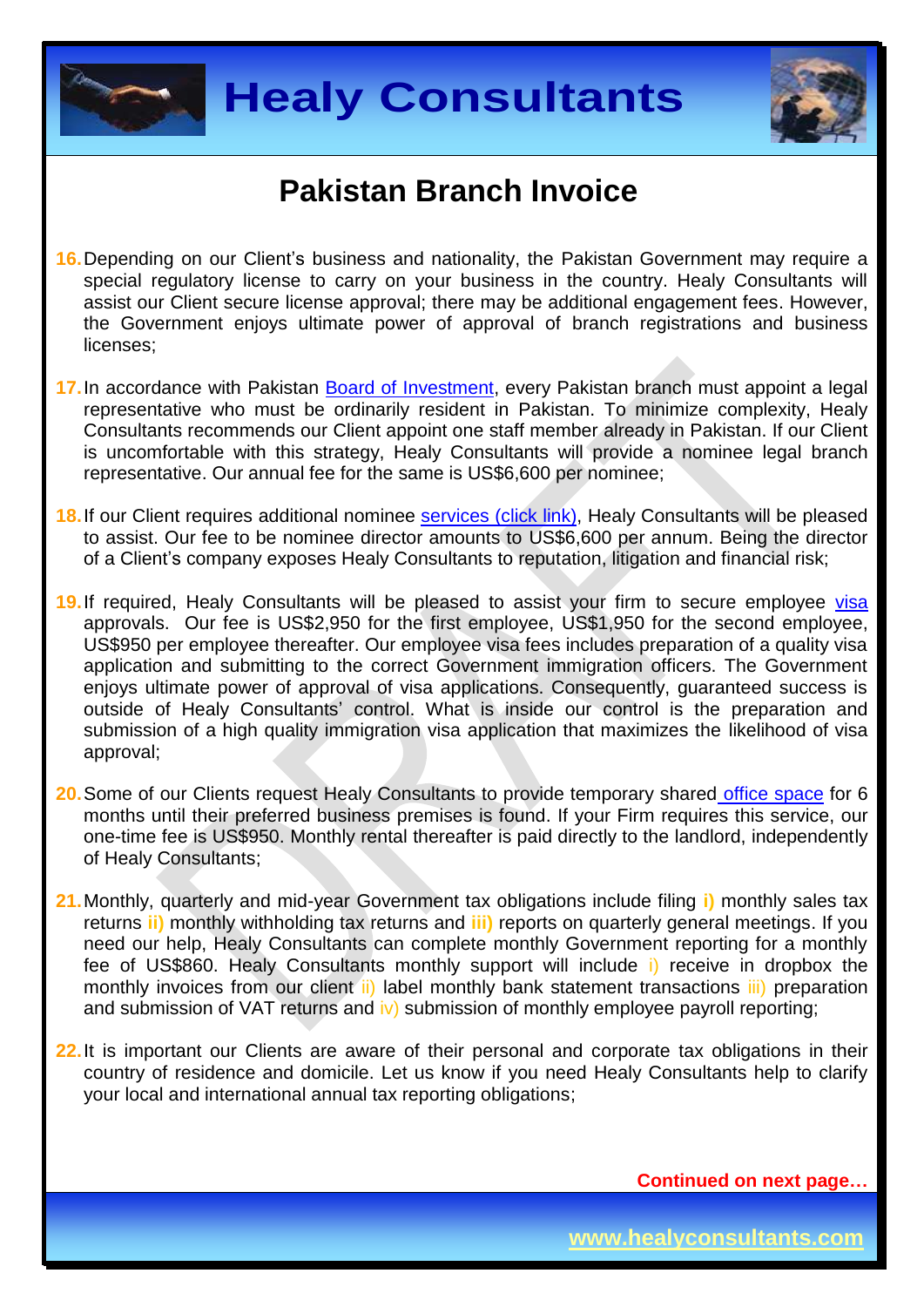# Pakistan Branch Invoice

16. Depending on our Client's business and nationality, the Pakistan Government may require a special regulatory license to carry on your business in the country. Healy Consultants will assist our Client secure license approval; there may be additional engagement fees. However, the Government enjoys ultimate power of approval of branch registrations and business licenses;

17. In accordance with Pakistan Board of Investment, every Pakistan branch must appoint a legal representative who must be ordinarily resident in Pakistan. To minimize complexity, Healy Consultants recommends our Client appoint one staff member already in Pakistan. If our Client is uncomfortable with this strategy, Healy Consultants will provide a nominee legal branch representative. Our annual fee for the same is US$6,600 per nominee;

18. If our Client requires additional nominee services (click link), Healy Consultants will be pleased to assist. Our fee to be nominee director amounts to US$6,600 per annum. Being the director of a Client's company exposes Healy Consultants to reputation, litigation and financial risk;

19. If required, Healy Consultants will be pleased to assist your firm to secure employee visa approvals. Our fee is US$2,950 for the first employee, US$1,950 for the second employee, US$950 per employee thereafter. Our employee visa fees includes preparation of a quality visa application and submitting to the correct Government immigration officers. The Government enjoys ultimate power of approval of visa applications. Consequently, guaranteed success is outside of Healy Consultants' control. What is inside our control is the preparation and submission of a high quality immigration visa application that maximizes the likelihood of visa approval;

20. Some of our Clients request Healy Consultants to provide temporary shared office space for 6 months until their preferred business premises is found. If your Firm requires this service, our one-time fee is US$950. Monthly rental thereafter is paid directly to the landlord, independently of Healy Consultants;

21. Monthly, quarterly and mid-year Government tax obligations include filing **i)** monthly sales tax returns **ii)** monthly withholding tax returns and **iii)** reports on quarterly general meetings. If you need our help, Healy Consultants can complete monthly Government reporting for a monthly fee of US$860. Healy Consultants monthly support will include i) receive in dropbox the monthly invoices from our client ii) label monthly bank statement transactions iii) preparation and submission of VAT returns and iv) submission of monthly employee payroll reporting;

22. It is important our Clients are aware of their personal and corporate tax obligations in their country of residence and domicile. Let us know if you need Healy Consultants help to clarify your local and international annual tax reporting obligations;

**Continued on next page…**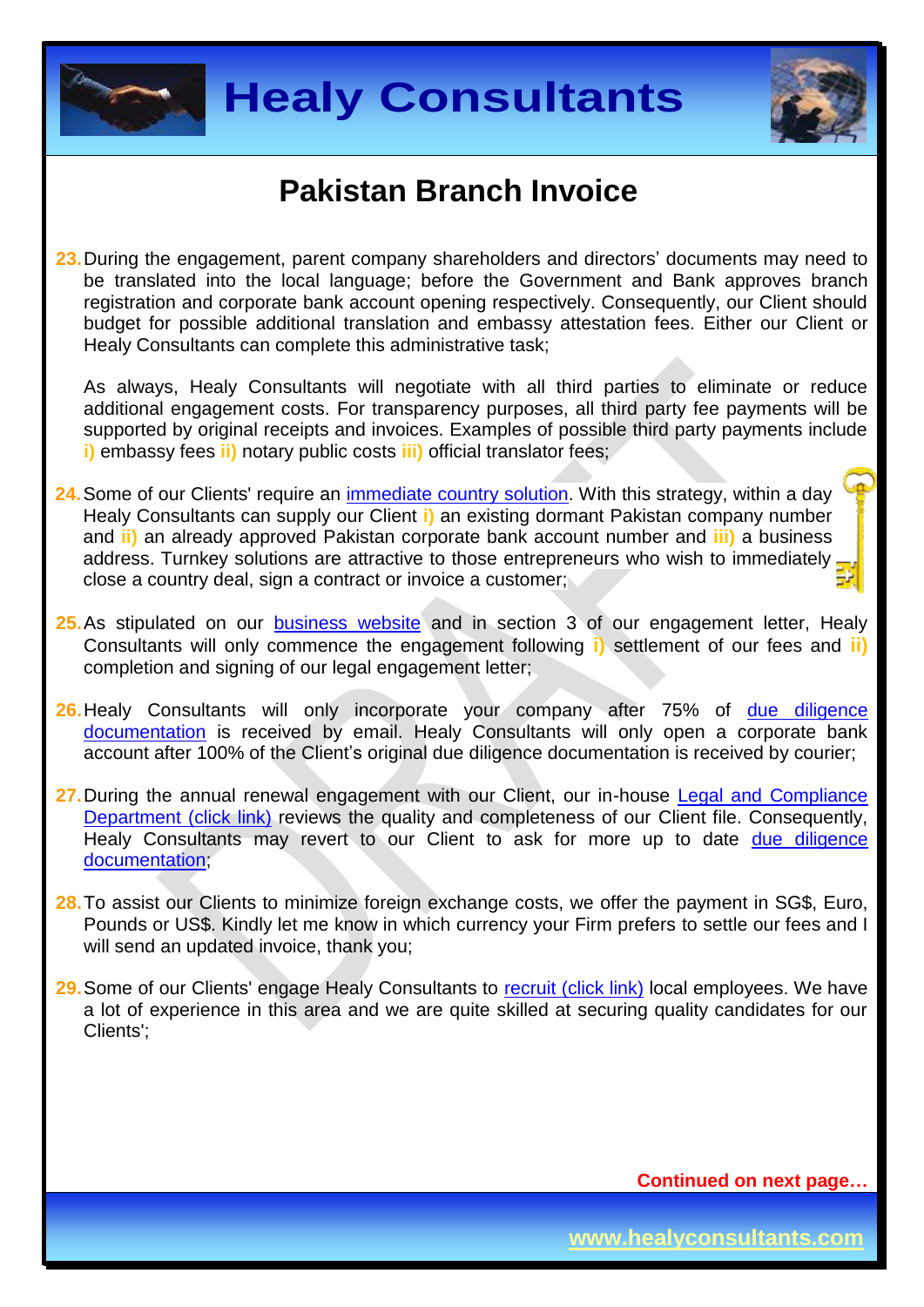# Pakistan Branch Invoice

23. During the engagement, parent company shareholders and directors' documents may need to be translated into the local language; before the Government and Bank approves branch registration and corporate bank account opening respectively. Consequently, our Client should budget for possible additional translation and embassy attestation fees. Either our Client or Healy Consultants can complete this administrative task;

    As always, Healy Consultants will negotiate with all third parties to eliminate or reduce additional engagement costs. For transparency purposes, all third party fee payments will be supported by original receipts and invoices. Examples of possible third party payments include **i)** embassy fees **ii)** notary public costs **iii)** official translator fees;

24. Some of our Clients' require an [immediate country solution](). With this strategy, within a day Healy Consultants can supply our Client **i)** an existing dormant Pakistan company number and **ii)** an already approved Pakistan corporate bank account number and **iii)** a business address. Turnkey solutions are attractive to those entrepreneurs who wish to immediately close a country deal, sign a contract or invoice a customer;

25. As stipulated on our [business website]() and in section 3 of our engagement letter, Healy Consultants will only commence the engagement following **i)** settlement of our fees and **ii)** completion and signing of our legal engagement letter;

26. Healy Consultants will only incorporate your company after 75% of [due diligence documentation]() is received by email. Healy Consultants will only open a corporate bank account after 100% of the Client's original due diligence documentation is received by courier;

27. During the annual renewal engagement with our Client, our in-house [Legal and Compliance Department (click link)]() reviews the quality and completeness of our Client file. Consequently, Healy Consultants may revert to our Client to ask for more up to date [due diligence documentation]();

28. To assist our Clients to minimize foreign exchange costs, we offer the payment in SG$, Euro, Pounds or US$. Kindly let me know in which currency your Firm prefers to settle our fees and I will send an updated invoice, thank you;

29. Some of our Clients' engage Healy Consultants to [recruit (click link)]() local employees. We have a lot of experience in this area and we are quite skilled at securing quality candidates for our Clients';

**Continued on next page…**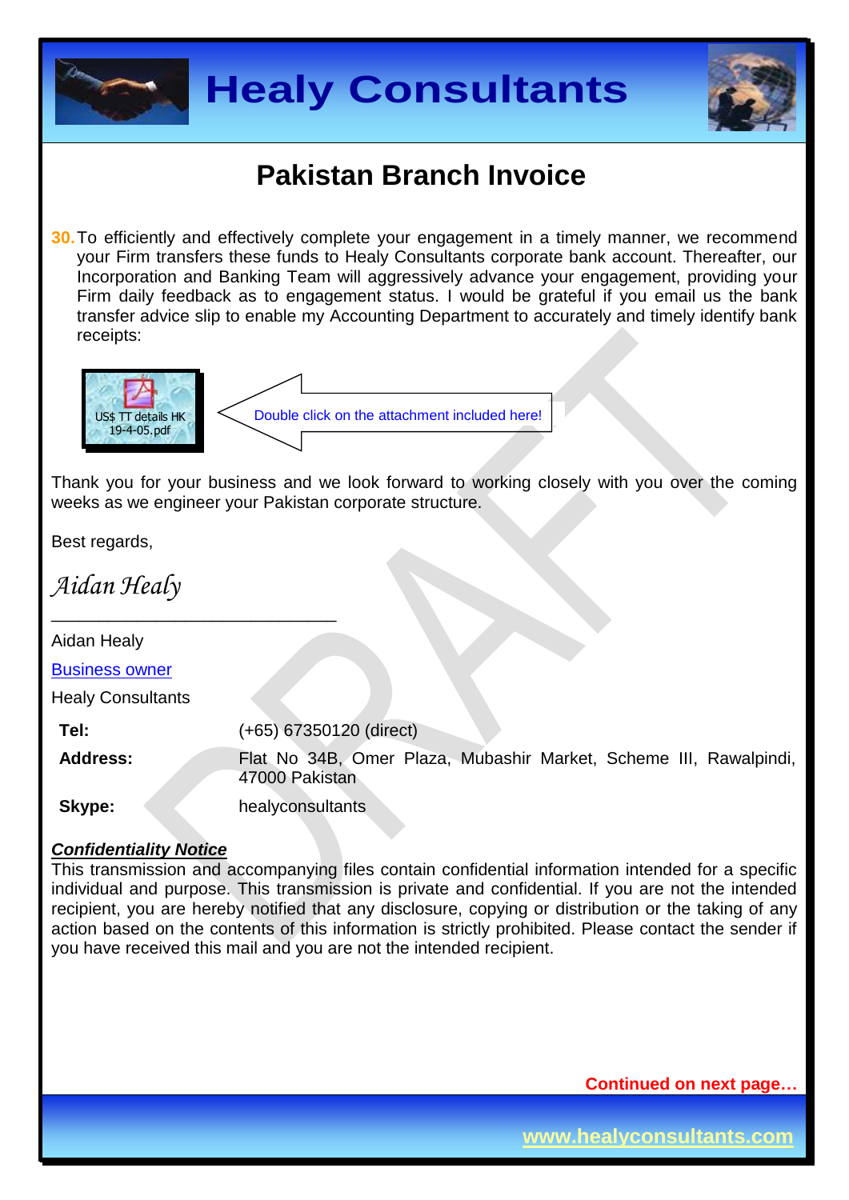# Pakistan Branch Invoice

30. To efficiently and effectively complete your engagement in a timely manner, we recommend your Firm transfers these funds to Healy Consultants corporate bank account. Thereafter, our Incorporation and Banking Team will aggressively advance your engagement, providing your Firm daily feedback as to engagement status. I would be grateful if you email us the bank transfer advice slip to enable my Accounting Department to accurately and timely identify bank receipts:

US$ TT details HK 19-4-05.pdf

Double click on the attachment included here!

Thank you for your business and we look forward to working closely with you over the coming weeks as we engineer your Pakistan corporate structure.

Best regards,

*Aidan Healy*

Aidan Healy

Business owner

Healy Consultants

| | |
|---|---|
| **Tel:** | (+65) 67350120 (direct) |
| **Address:** | Flat No 34B, Omer Plaza, Mubashir Market, Scheme III, Rawalpindi, 47000 Pakistan |
| **Skype:** | healyconsultants |

***Confidentiality Notice***

This transmission and accompanying files contain confidential information intended for a specific individual and purpose. This transmission is private and confidential. If you are not the intended recipient, you are hereby notified that any disclosure, copying or distribution or the taking of any action based on the contents of this information is strictly prohibited. Please contact the sender if you have received this mail and you are not the intended recipient.

**Continued on next page…**